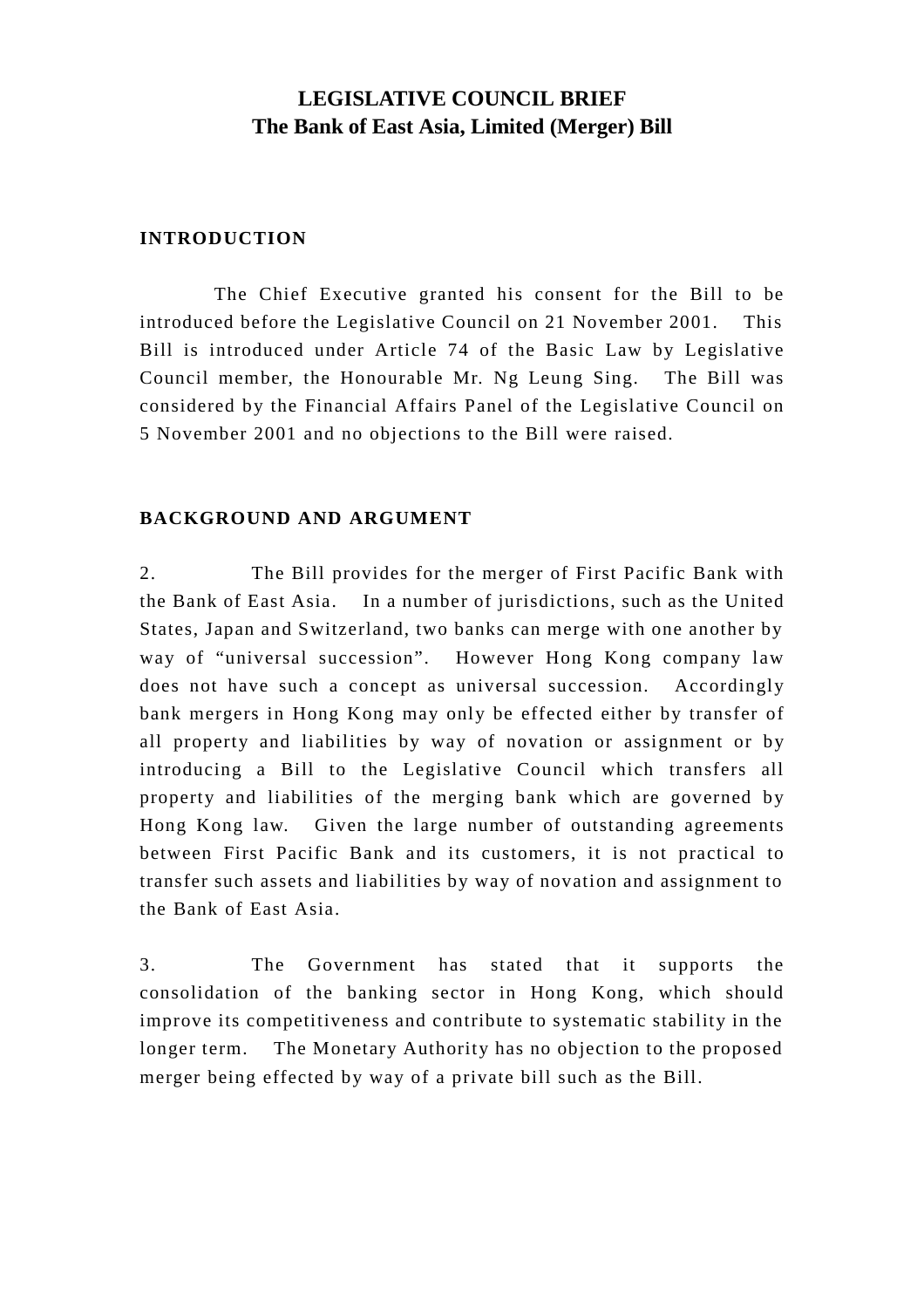# LEGISLATIVE COUNCIL BRIEF
# The Bank of East Asia, Limited (Merger) Bill

## INTRODUCTION

The Chief Executive granted his consent for the Bill to be introduced before the Legislative Council on 21 November 2001. This Bill is introduced under Article 74 of the Basic Law by Legislative Council member, the Honourable Mr. Ng Leung Sing. The Bill was considered by the Financial Affairs Panel of the Legislative Council on 5 November 2001 and no objections to the Bill were raised.

## BACKGROUND AND ARGUMENT

2. The Bill provides for the merger of First Pacific Bank with the Bank of East Asia. In a number of jurisdictions, such as the United States, Japan and Switzerland, two banks can merge with one another by way of "universal succession". However Hong Kong company law does not have such a concept as universal succession. Accordingly bank mergers in Hong Kong may only be effected either by transfer of all property and liabilities by way of novation or assignment or by introducing a Bill to the Legislative Council which transfers all property and liabilities of the merging bank which are governed by Hong Kong law. Given the large number of outstanding agreements between First Pacific Bank and its customers, it is not practical to transfer such assets and liabilities by way of novation and assignment to the Bank of East Asia.

3. The Government has stated that it supports the consolidation of the banking sector in Hong Kong, which should improve its competitiveness and contribute to systematic stability in the longer term. The Monetary Authority has no objection to the proposed merger being effected by way of a private bill such as the Bill.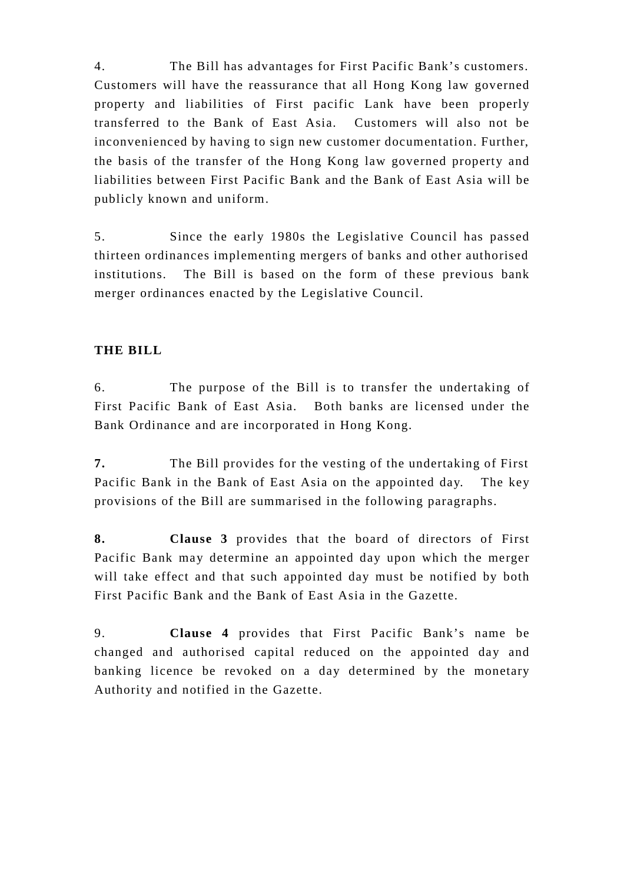4. The Bill has advantages for First Pacific Bank's customers. Customers will have the reassurance that all Hong Kong law governed property and liabilities of First pacific Lank have been properly transferred to the Bank of East Asia. Customers will also not be inconvenienced by having to sign new customer documentation. Further, the basis of the transfer of the Hong Kong law governed property and liabilities between First Pacific Bank and the Bank of East Asia will be publicly known and uniform.

5. Since the early 1980s the Legislative Council has passed thirteen ordinances implementing mergers of banks and other authorised institutions. The Bill is based on the form of these previous bank merger ordinances enacted by the Legislative Council.

**THE BILL**

6. The purpose of the Bill is to transfer the undertaking of First Pacific Bank of East Asia. Both banks are licensed under the Bank Ordinance and are incorporated in Hong Kong.

**7.** The Bill provides for the vesting of the undertaking of First Pacific Bank in the Bank of East Asia on the appointed day. The key provisions of the Bill are summarised in the following paragraphs.

**8.** **Clause 3** provides that the board of directors of First Pacific Bank may determine an appointed day upon which the merger will take effect and that such appointed day must be notified by both First Pacific Bank and the Bank of East Asia in the Gazette.

9. **Clause 4** provides that First Pacific Bank's name be changed and authorised capital reduced on the appointed day and banking licence be revoked on a day determined by the monetary Authority and notified in the Gazette.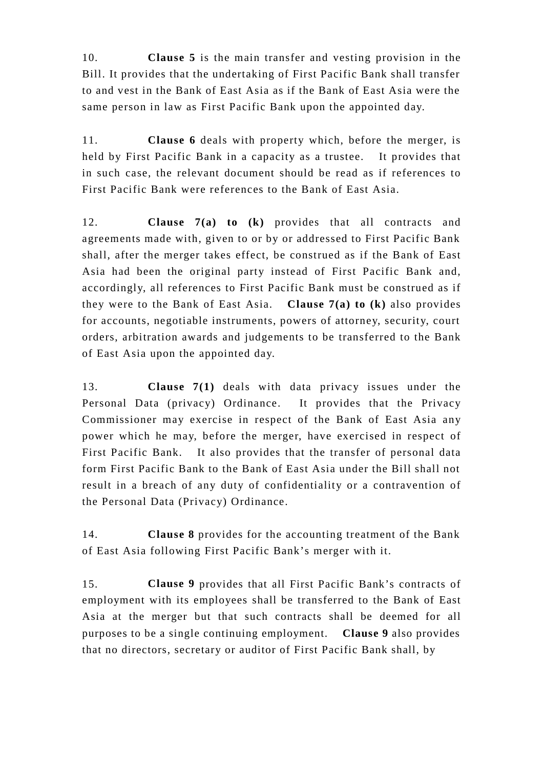10. **Clause 5** is the main transfer and vesting provision in the Bill. It provides that the undertaking of First Pacific Bank shall transfer to and vest in the Bank of East Asia as if the Bank of East Asia were the same person in law as First Pacific Bank upon the appointed day.

11. **Clause 6** deals with property which, before the merger, is held by First Pacific Bank in a capacity as a trustee. It provides that in such case, the relevant document should be read as if references to First Pacific Bank were references to the Bank of East Asia.

12. **Clause 7(a) to (k)** provides that all contracts and agreements made with, given to or by or addressed to First Pacific Bank shall, after the merger takes effect, be construed as if the Bank of East Asia had been the original party instead of First Pacific Bank and, accordingly, all references to First Pacific Bank must be construed as if they were to the Bank of East Asia. **Clause 7(a) to (k)** also provides for accounts, negotiable instruments, powers of attorney, security, court orders, arbitration awards and judgements to be transferred to the Bank of East Asia upon the appointed day.

13. **Clause 7(1)** deals with data privacy issues under the Personal Data (privacy) Ordinance. It provides that the Privacy Commissioner may exercise in respect of the Bank of East Asia any power which he may, before the merger, have exercised in respect of First Pacific Bank. It also provides that the transfer of personal data form First Pacific Bank to the Bank of East Asia under the Bill shall not result in a breach of any duty of confidentiality or a contravention of the Personal Data (Privacy) Ordinance.

14. **Clause 8** provides for the accounting treatment of the Bank of East Asia following First Pacific Bank's merger with it.

15. **Clause 9** provides that all First Pacific Bank's contracts of employment with its employees shall be transferred to the Bank of East Asia at the merger but that such contracts shall be deemed for all purposes to be a single continuing employment. **Clause 9** also provides that no directors, secretary or auditor of First Pacific Bank shall, by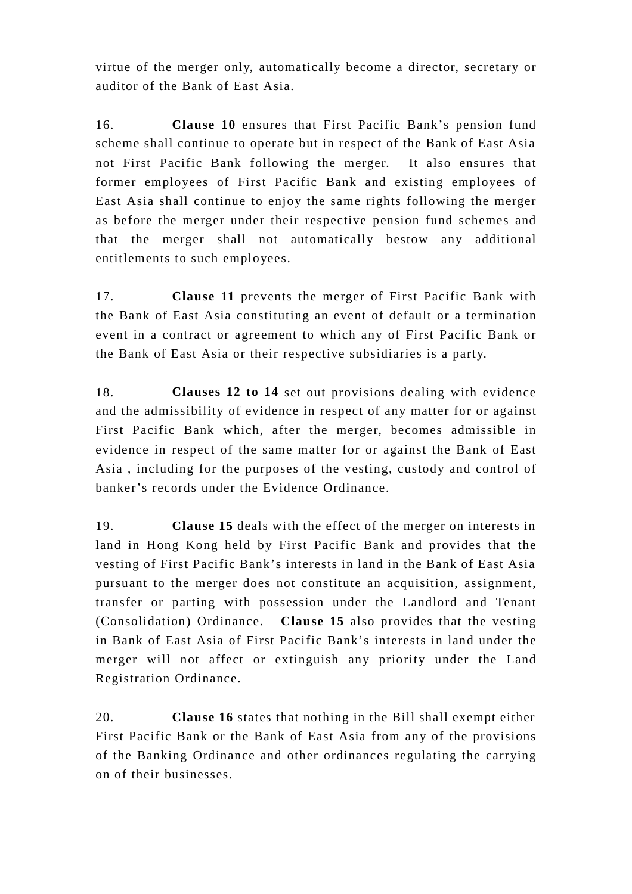virtue of the merger only, automatically become a director, secretary or auditor of the Bank of East Asia.

16. **Clause 10** ensures that First Pacific Bank's pension fund scheme shall continue to operate but in respect of the Bank of East Asia not First Pacific Bank following the merger. It also ensures that former employees of First Pacific Bank and existing employees of East Asia shall continue to enjoy the same rights following the merger as before the merger under their respective pension fund schemes and that the merger shall not automatically bestow any additional entitlements to such employees.

17. **Clause 11** prevents the merger of First Pacific Bank with the Bank of East Asia constituting an event of default or a termination event in a contract or agreement to which any of First Pacific Bank or the Bank of East Asia or their respective subsidiaries is a party.

18. **Clauses 12 to 14** set out provisions dealing with evidence and the admissibility of evidence in respect of any matter for or against First Pacific Bank which, after the merger, becomes admissible in evidence in respect of the same matter for or against the Bank of East Asia , including for the purposes of the vesting, custody and control of banker's records under the Evidence Ordinance.

19. **Clause 15** deals with the effect of the merger on interests in land in Hong Kong held by First Pacific Bank and provides that the vesting of First Pacific Bank's interests in land in the Bank of East Asia pursuant to the merger does not constitute an acquisition, assignment, transfer or parting with possession under the Landlord and Tenant (Consolidation) Ordinance. **Clause 15** also provides that the vesting in Bank of East Asia of First Pacific Bank's interests in land under the merger will not affect or extinguish any priority under the Land Registration Ordinance.

20. **Clause 16** states that nothing in the Bill shall exempt either First Pacific Bank or the Bank of East Asia from any of the provisions of the Banking Ordinance and other ordinances regulating the carrying on of their businesses.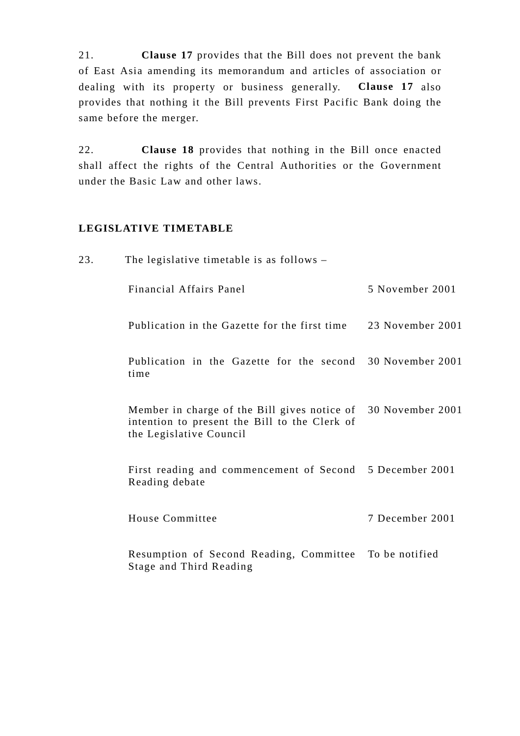21. **Clause 17** provides that the Bill does not prevent the bank of East Asia amending its memorandum and articles of association or dealing with its property or business generally. **Clause 17** also provides that nothing it the Bill prevents First Pacific Bank doing the same before the merger.

22. **Clause 18** provides that nothing in the Bill once enacted shall affect the rights of the Central Authorities or the Government under the Basic Law and other laws.

## LEGISLATIVE TIMETABLE

23. The legislative timetable is as follows –

| | |
|---|---|
| Financial Affairs Panel | 5 November 2001 |
| Publication in the Gazette for the first time | 23 November 2001 |
| Publication in the Gazette for the second time | 30 November 2001 |
| Member in charge of the Bill gives notice of intention to present the Bill to the Clerk of the Legislative Council | 30 November 2001 |
| First reading and commencement of Second Reading debate | 5 December 2001 |
| House Committee | 7 December 2001 |
| Resumption of Second Reading, Committee Stage and Third Reading | To be notified |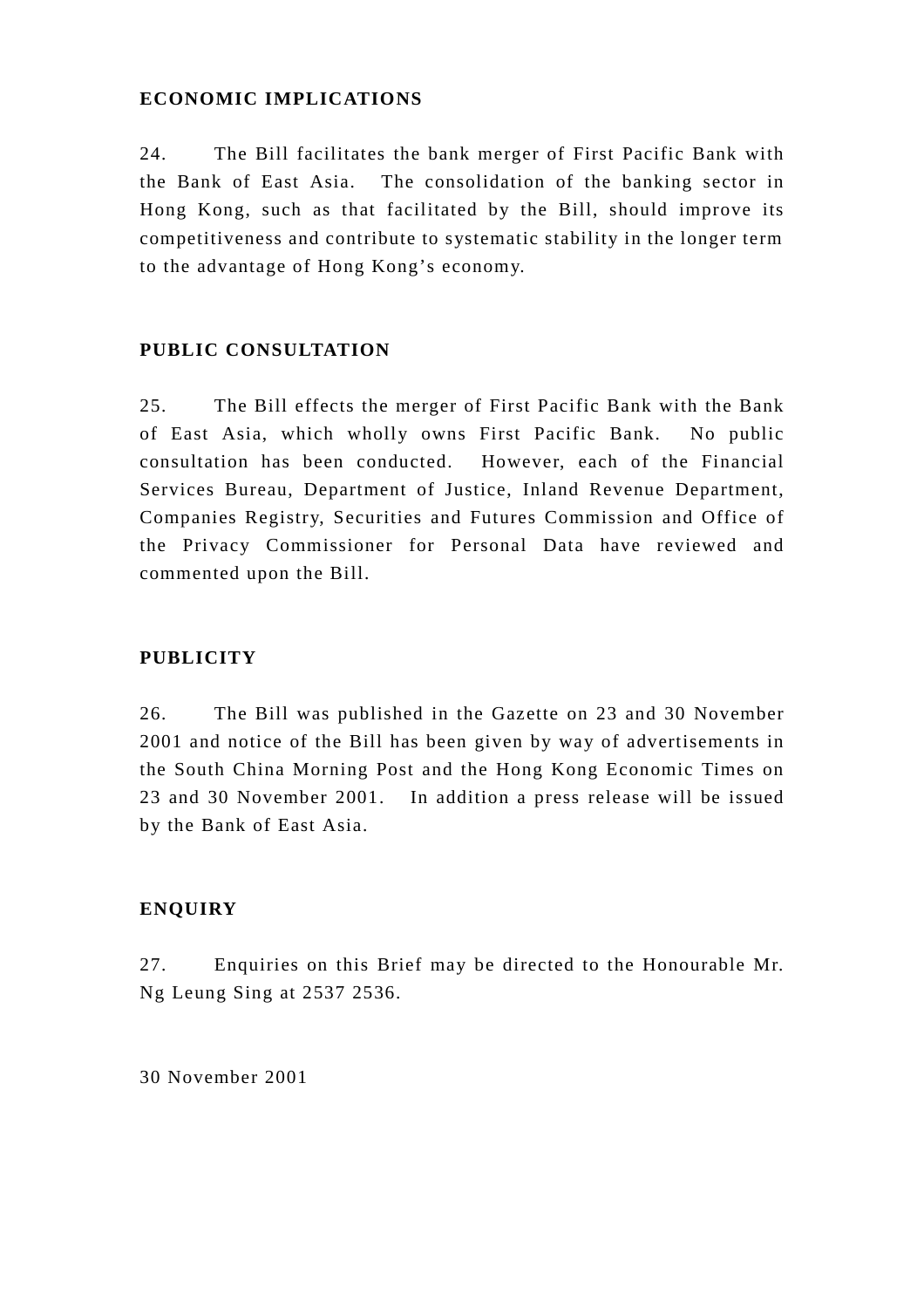## ECONOMIC IMPLICATIONS

24. The Bill facilitates the bank merger of First Pacific Bank with the Bank of East Asia. The consolidation of the banking sector in Hong Kong, such as that facilitated by the Bill, should improve its competitiveness and contribute to systematic stability in the longer term to the advantage of Hong Kong's economy.

## PUBLIC CONSULTATION

25. The Bill effects the merger of First Pacific Bank with the Bank of East Asia, which wholly owns First Pacific Bank. No public consultation has been conducted. However, each of the Financial Services Bureau, Department of Justice, Inland Revenue Department, Companies Registry, Securities and Futures Commission and Office of the Privacy Commissioner for Personal Data have reviewed and commented upon the Bill.

## PUBLICITY

26. The Bill was published in the Gazette on 23 and 30 November 2001 and notice of the Bill has been given by way of advertisements in the South China Morning Post and the Hong Kong Economic Times on 23 and 30 November 2001. In addition a press release will be issued by the Bank of East Asia.

## ENQUIRY

27. Enquiries on this Brief may be directed to the Honourable Mr. Ng Leung Sing at 2537 2536.

30 November 2001